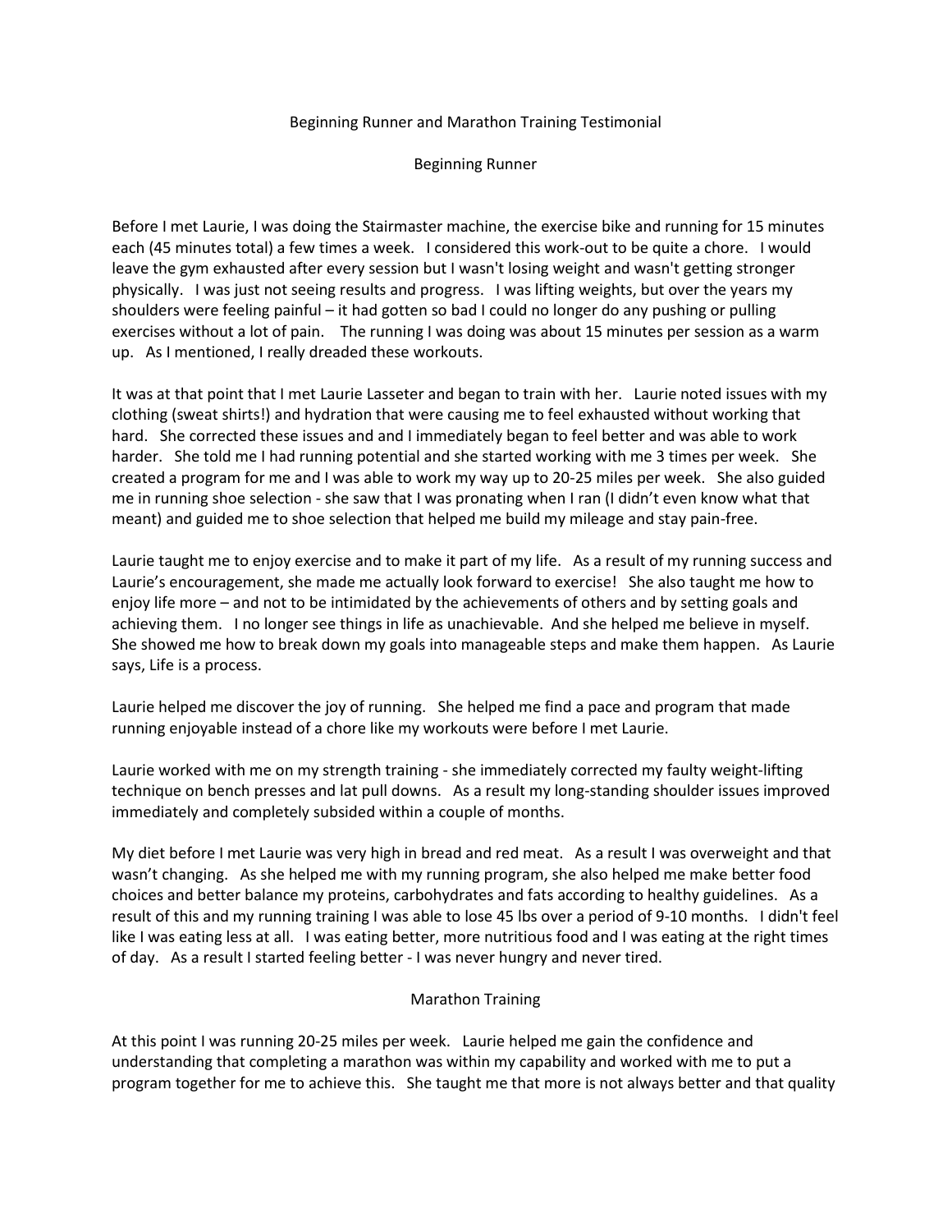# Beginning Runner and Marathon Training Testimonial

## Beginning Runner

Before I met Laurie, I was doing the Stairmaster machine, the exercise bike and running for 15 minutes each (45 minutes total) a few times a week. I considered this work-out to be quite a chore. I would leave the gym exhausted after every session but I wasn't losing weight and wasn't getting stronger physically. I was just not seeing results and progress. I was lifting weights, but over the years my shoulders were feeling painful – it had gotten so bad I could no longer do any pushing or pulling exercises without a lot of pain. The running I was doing was about 15 minutes per session as a warm up. As I mentioned, I really dreaded these workouts.

It was at that point that I met Laurie Lasseter and began to train with her. Laurie noted issues with my clothing (sweat shirts!) and hydration that were causing me to feel exhausted without working that hard. She corrected these issues and and I immediately began to feel better and was able to work harder. She told me I had running potential and she started working with me 3 times per week. She created a program for me and I was able to work my way up to 20-25 miles per week. She also guided me in running shoe selection - she saw that I was pronating when I ran (I didn't even know what that meant) and guided me to shoe selection that helped me build my mileage and stay pain-free.

Laurie taught me to enjoy exercise and to make it part of my life. As a result of my running success and Laurie's encouragement, she made me actually look forward to exercise! She also taught me how to enjoy life more – and not to be intimidated by the achievements of others and by setting goals and achieving them. I no longer see things in life as unachievable. And she helped me believe in myself. She showed me how to break down my goals into manageable steps and make them happen. As Laurie says, Life is a process.

Laurie helped me discover the joy of running. She helped me find a pace and program that made running enjoyable instead of a chore like my workouts were before I met Laurie.

Laurie worked with me on my strength training - she immediately corrected my faulty weight-lifting technique on bench presses and lat pull downs. As a result my long-standing shoulder issues improved immediately and completely subsided within a couple of months.

My diet before I met Laurie was very high in bread and red meat. As a result I was overweight and that wasn't changing. As she helped me with my running program, she also helped me make better food choices and better balance my proteins, carbohydrates and fats according to healthy guidelines. As a result of this and my running training I was able to lose 45 lbs over a period of 9-10 months. I didn't feel like I was eating less at all. I was eating better, more nutritious food and I was eating at the right times of day. As a result I started feeling better - I was never hungry and never tired.

## Marathon Training

At this point I was running 20-25 miles per week. Laurie helped me gain the confidence and understanding that completing a marathon was within my capability and worked with me to put a program together for me to achieve this. She taught me that more is not always better and that quality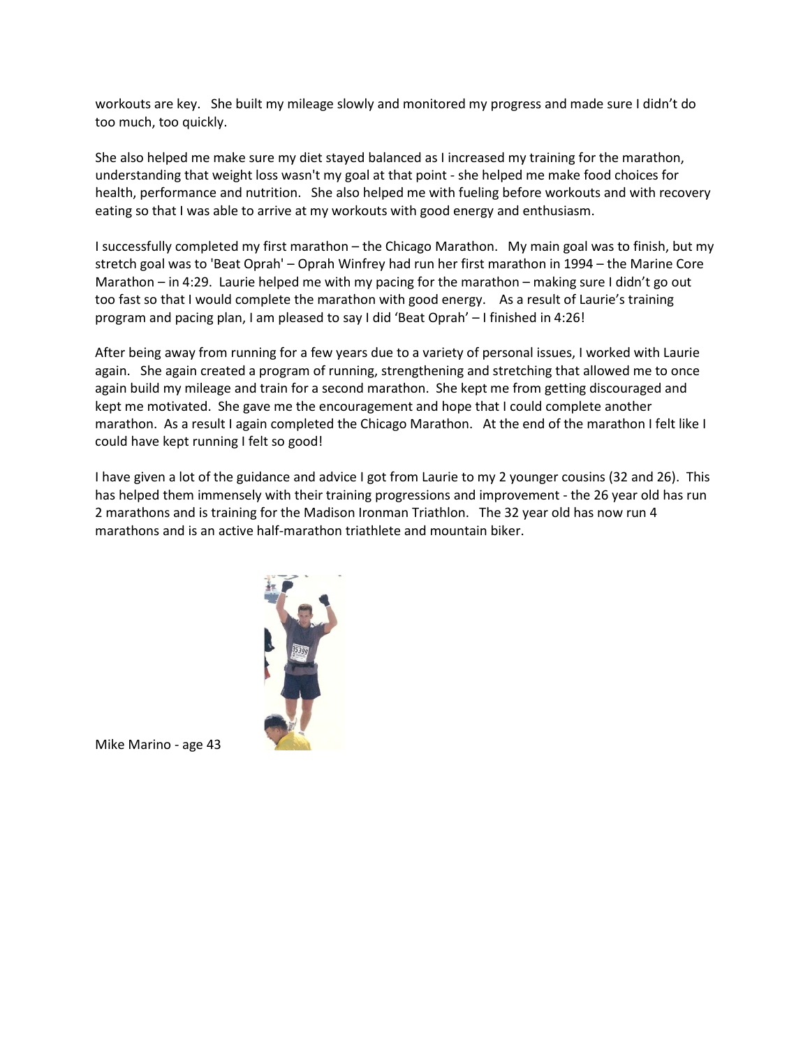workouts are key. She built my mileage slowly and monitored my progress and made sure I didn't do too much, too quickly.

She also helped me make sure my diet stayed balanced as I increased my training for the marathon, understanding that weight loss wasn't my goal at that point - she helped me make food choices for health, performance and nutrition. She also helped me with fueling before workouts and with recovery eating so that I was able to arrive at my workouts with good energy and enthusiasm.

I successfully completed my first marathon – the Chicago Marathon. My main goal was to finish, but my stretch goal was to 'Beat Oprah' – Oprah Winfrey had run her first marathon in 1994 – the Marine Core Marathon – in 4:29. Laurie helped me with my pacing for the marathon – making sure I didn't go out too fast so that I would complete the marathon with good energy. As a result of Laurie's training program and pacing plan, I am pleased to say I did 'Beat Oprah' – I finished in 4:26!

After being away from running for a few years due to a variety of personal issues, I worked with Laurie again. She again created a program of running, strengthening and stretching that allowed me to once again build my mileage and train for a second marathon. She kept me from getting discouraged and kept me motivated. She gave me the encouragement and hope that I could complete another marathon. As a result I again completed the Chicago Marathon. At the end of the marathon I felt like I could have kept running I felt so good!

I have given a lot of the guidance and advice I got from Laurie to my 2 younger cousins (32 and 26). This has helped them immensely with their training progressions and improvement - the 26 year old has run 2 marathons and is training for the Madison Ironman Triathlon. The 32 year old has now run 4 marathons and is an active half-marathon triathlete and mountain biker.

Mike Marino - age 43